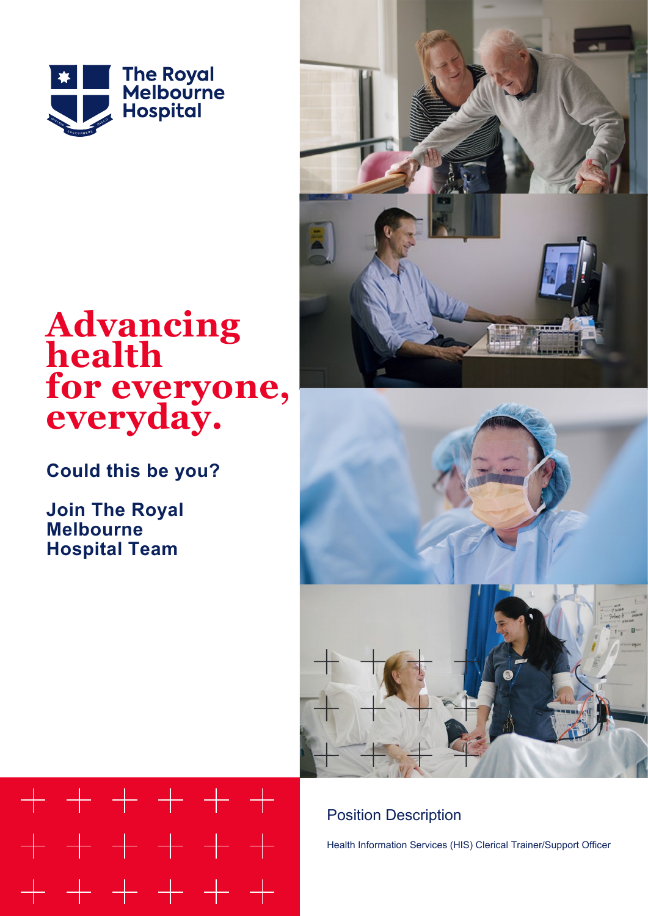The Royal Melbourne Hospital

# Advancing health for everyone, everyday.

**Could this be you?**

**Join The Royal Melbourne Hospital Team**

## Position Description

Health Information Services (HIS) Clerical Trainer/Support Officer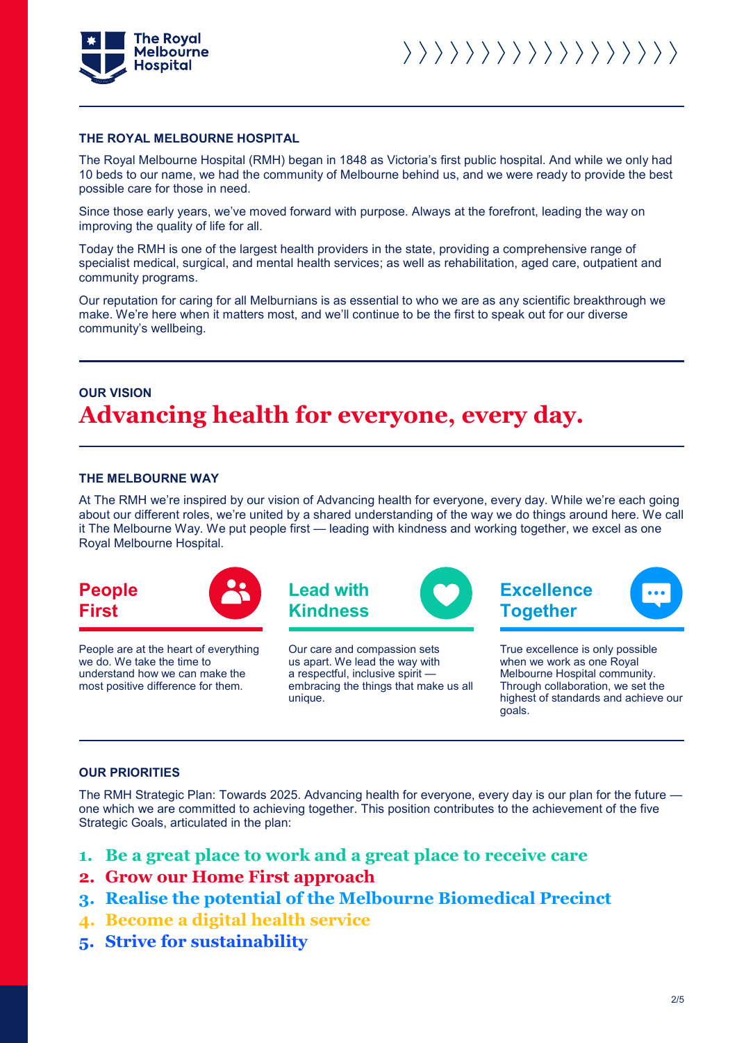## THE ROYAL MELBOURNE HOSPITAL

The Royal Melbourne Hospital (RMH) began in 1848 as Victoria's first public hospital. And while we only had 10 beds to our name, we had the community of Melbourne behind us, and we were ready to provide the best possible care for those in need.

Since those early years, we've moved forward with purpose. Always at the forefront, leading the way on improving the quality of life for all.

Today the RMH is one of the largest health providers in the state, providing a comprehensive range of specialist medical, surgical, and mental health services; as well as rehabilitation, aged care, outpatient and community programs.

Our reputation for caring for all Melburnians is as essential to who we are as any scientific breakthrough we make. We're here when it matters most, and we'll continue to be the first to speak out for our diverse community's wellbeing.

## OUR VISION

# Advancing health for everyone, every day.

## THE MELBOURNE WAY

At The RMH we're inspired by our vision of Advancing health for everyone, every day. While we're each going about our different roles, we're united by a shared understanding of the way we do things around here. We call it The Melbourne Way. We put people first — leading with kindness and working together, we excel as one Royal Melbourne Hospital.

### People First

People are at the heart of everything we do. We take the time to understand how we can make the most positive difference for them.

### Lead with Kindness

Our care and compassion sets us apart. We lead the way with a respectful, inclusive spirit — embracing the things that make us all unique.

### Excellence Together

True excellence is only possible when we work as one Royal Melbourne Hospital community. Through collaboration, we set the highest of standards and achieve our goals.

## OUR PRIORITIES

The RMH Strategic Plan: Towards 2025. Advancing health for everyone, every day is our plan for the future — one which we are committed to achieving together. This position contributes to the achievement of the five Strategic Goals, articulated in the plan:

1. **Be a great place to work and a great place to receive care**
2. **Grow our Home First approach**
3. **Realise the potential of the Melbourne Biomedical Precinct**
4. **Become a digital health service**
5. **Strive for sustainability**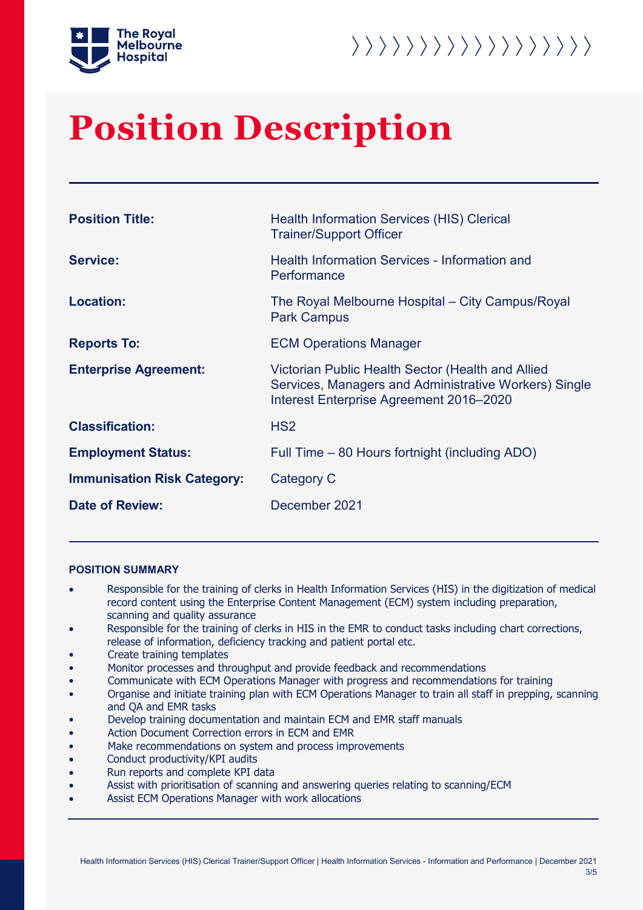# Position Description

| | |
|---|---|
| **Position Title:** | Health Information Services (HIS) Clerical Trainer/Support Officer |
| **Service:** | Health Information Services - Information and Performance |
| **Location:** | The Royal Melbourne Hospital – City Campus/Royal Park Campus |
| **Reports To:** | ECM Operations Manager |
| **Enterprise Agreement:** | Victorian Public Health Sector (Health and Allied Services, Managers and Administrative Workers) Single Interest Enterprise Agreement 2016–2020 |
| **Classification:** | HS2 |
| **Employment Status:** | Full Time – 80 Hours fortnight (including ADO) |
| **Immunisation Risk Category:** | Category C |
| **Date of Review:** | December 2021 |

**POSITION SUMMARY**

- Responsible for the training of clerks in Health Information Services (HIS) in the digitization of medical record content using the Enterprise Content Management (ECM) system including preparation, scanning and quality assurance
- Responsible for the training of clerks in HIS in the EMR to conduct tasks including chart corrections, release of information, deficiency tracking and patient portal etc.
- Create training templates
- Monitor processes and throughput and provide feedback and recommendations
- Communicate with ECM Operations Manager with progress and recommendations for training
- Organise and initiate training plan with ECM Operations Manager to train all staff in prepping, scanning and QA and EMR tasks
- Develop training documentation and maintain ECM and EMR staff manuals
- Action Document Correction errors in ECM and EMR
- Make recommendations on system and process improvements
- Conduct productivity/KPI audits
- Run reports and complete KPI data
- Assist with prioritisation of scanning and answering queries relating to scanning/ECM
- Assist ECM Operations Manager with work allocations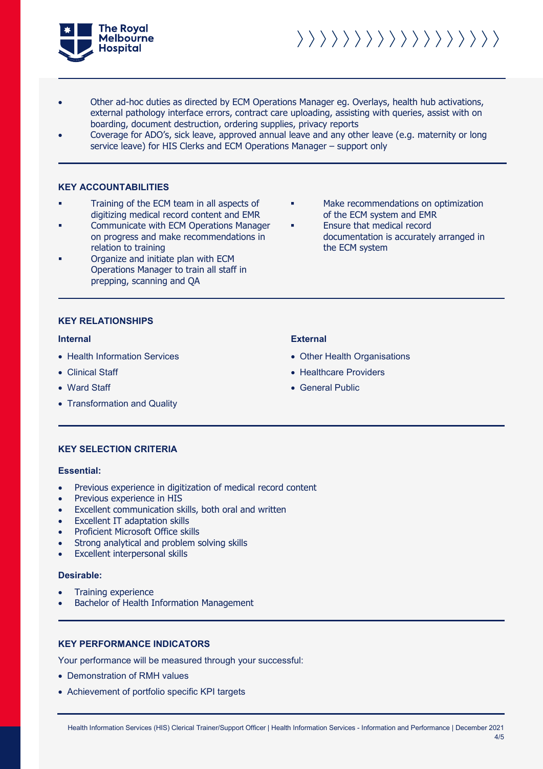- Other ad-hoc duties as directed by ECM Operations Manager eg. Overlays, health hub activations, external pathology interface errors, contract care uploading, assisting with queries, assist with on boarding, document destruction, ordering supplies, privacy reports
- Coverage for ADO's, sick leave, approved annual leave and any other leave (e.g. maternity or long service leave) for HIS Clerks and ECM Operations Manager – support only

## KEY ACCOUNTABILITIES

- Training of the ECM team in all aspects of digitizing medical record content and EMR
- Communicate with ECM Operations Manager on progress and make recommendations in relation to training
- Organize and initiate plan with ECM Operations Manager to train all staff in prepping, scanning and QA
- Make recommendations on optimization of the ECM system and EMR
- Ensure that medical record documentation is accurately arranged in the ECM system

## KEY RELATIONSHIPS

### Internal

- Health Information Services
- Clinical Staff
- Ward Staff
- Transformation and Quality

### External

- Other Health Organisations
- Healthcare Providers
- General Public

## KEY SELECTION CRITERIA

### Essential:

- Previous experience in digitization of medical record content
- Previous experience in HIS
- Excellent communication skills, both oral and written
- Excellent IT adaptation skills
- Proficient Microsoft Office skills
- Strong analytical and problem solving skills
- Excellent interpersonal skills

### Desirable:

- Training experience
- Bachelor of Health Information Management

## KEY PERFORMANCE INDICATORS

Your performance will be measured through your successful:

- Demonstration of RMH values
- Achievement of portfolio specific KPI targets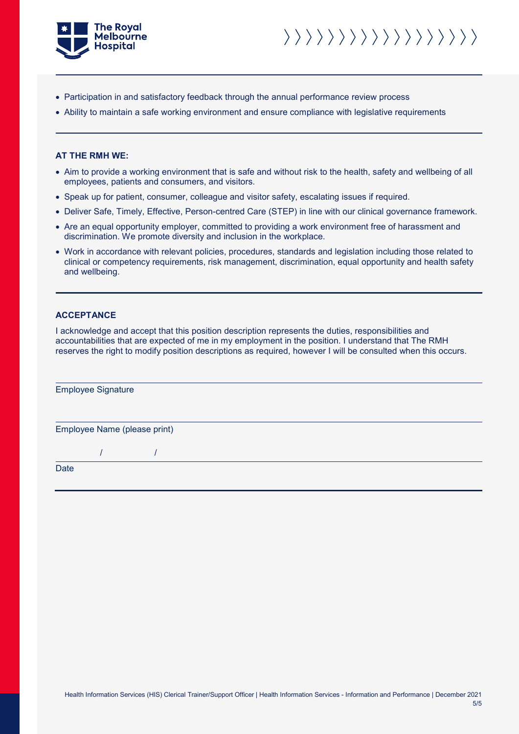- Participation in and satisfactory feedback through the annual performance review process
- Ability to maintain a safe working environment and ensure compliance with legislative requirements

**AT THE RMH WE:**

- Aim to provide a working environment that is safe and without risk to the health, safety and wellbeing of all employees, patients and consumers, and visitors.
- Speak up for patient, consumer, colleague and visitor safety, escalating issues if required.
- Deliver Safe, Timely, Effective, Person-centred Care (STEP) in line with our clinical governance framework.
- Are an equal opportunity employer, committed to providing a work environment free of harassment and discrimination. We promote diversity and inclusion in the workplace.
- Work in accordance with relevant policies, procedures, standards and legislation including those related to clinical or competency requirements, risk management, discrimination, equal opportunity and health safety and wellbeing.

**ACCEPTANCE**

I acknowledge and accept that this position description represents the duties, responsibilities and accountabilities that are expected of me in my employment in the position. I understand that The RMH reserves the right to modify position descriptions as required, however I will be consulted when this occurs.

Employee Signature

Employee Name (please print)

/ /

Date